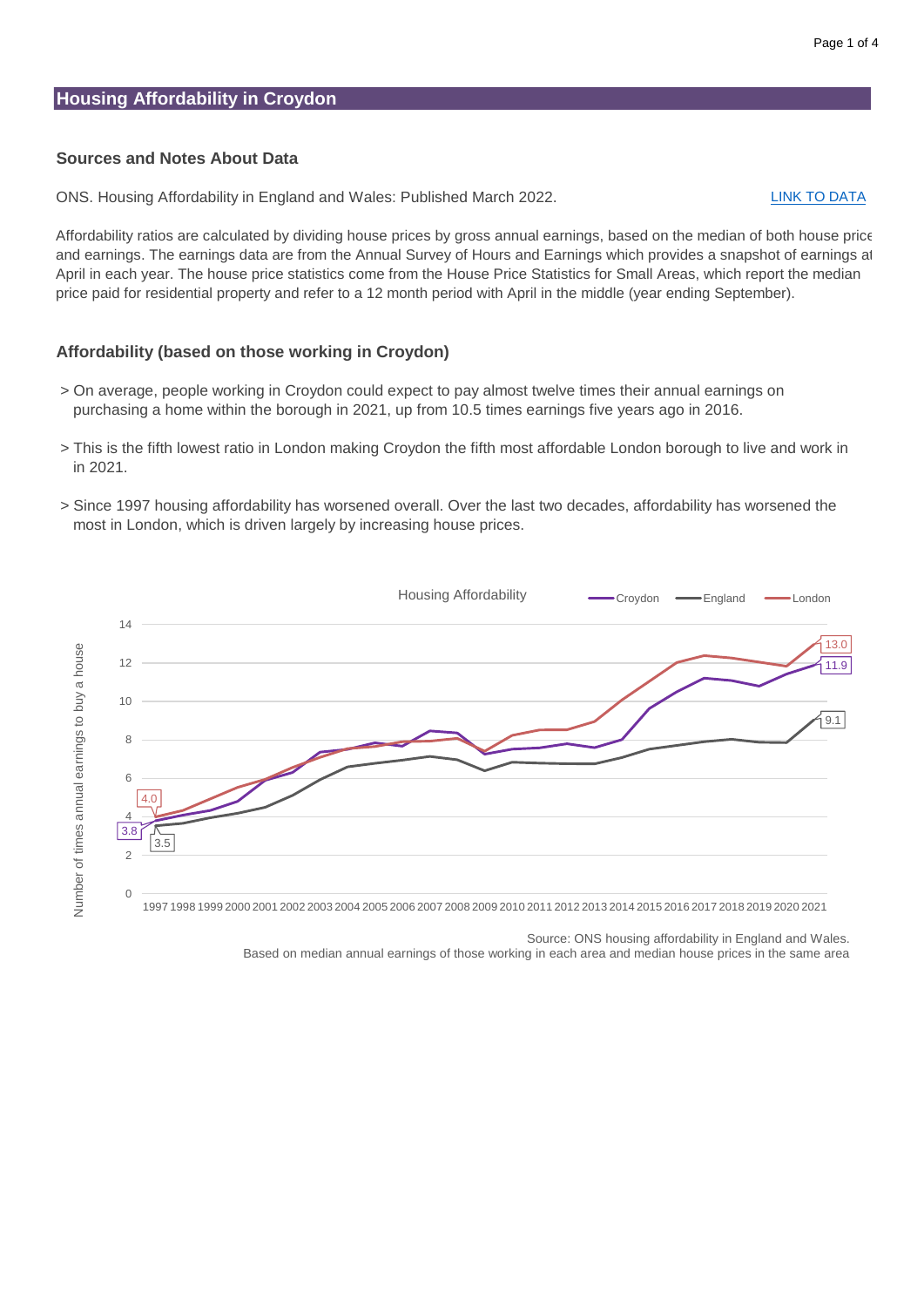# Housing Affordability in Croydon

## Sources and Notes About Data

ONS. Housing Affordability in England and Wales: Published March 2022. LINK TO DATA

Affordability ratios are calculated by dividing house prices by gross annual earnings, based on the median of both house price and earnings. The earnings data are from the Annual Survey of Hours and Earnings which provides a snapshot of earnings at April in each year. The house price statistics come from the House Price Statistics for Small Areas, which report the median price paid for residential property and refer to a 12 month period with April in the middle (year ending September).

## Affordability (based on those working in Croydon)

> On average, people working in Croydon could expect to pay almost twelve times their annual earnings on purchasing a home within the borough in 2021, up from 10.5 times earnings five years ago in 2016.

> This is the fifth lowest ratio in London making Croydon the fifth most affordable London borough to live and work in in 2021.

> Since 1997 housing affordability has worsened overall. Over the last two decades, affordability has worsened the most in London, which is driven largely by increasing house prices.

Housing Affordability

Croydon England London

Number of times annual earnings to buy a house

0 2 4 6 8 10 12 14

1997 1998 1999 2000 2001 2002 2003 2004 2005 2006 2007 2008 2009 2010 2011 2012 2013 2014 2015 2016 2017 2018 2019 2020 2021

4.0 3.8 3.5 13.0 11.9 9.1

Source: ONS housing affordability in England and Wales.
Based on median annual earnings of those working in each area and median house prices in the same area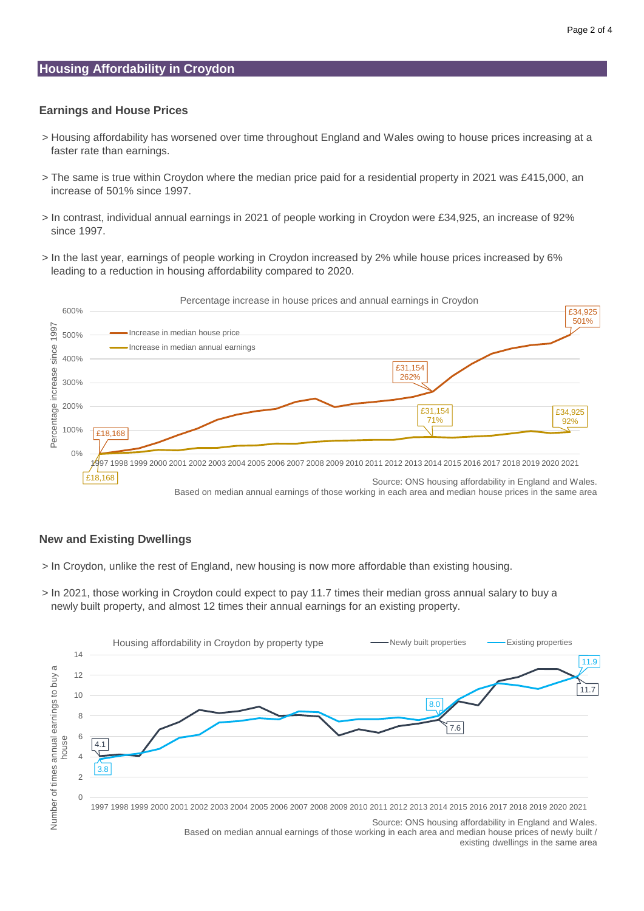## Housing Affordability in Croydon

### Earnings and House Prices

> Housing affordability has worsened over time throughout England and Wales owing to house prices increasing at a faster rate than earnings.

> The same is true within Croydon where the median price paid for a residential property in 2021 was £415,000, an increase of 501% since 1997.

> In contrast, individual annual earnings in 2021 of people working in Croydon were £34,925, an increase of 92% since 1997.

> In the last year, earnings of people working in Croydon increased by 2% while house prices increased by 6% leading to a reduction in housing affordability compared to 2020.

Percentage increase in house prices and annual earnings in Croydon

Percentage increase since 1997

600%
500%
400%
300%
200%
100%
0%

Increase in median house price
Increase in median annual earnings

£18,168
£18,168
£31,154 262%
£31,154 71%
£34,925 501%
£34,925 92%

1997 1998 1999 2000 2001 2002 2003 2004 2005 2006 2007 2008 2009 2010 2011 2012 2013 2014 2015 2016 2017 2018 2019 2020 2021

Source: ONS housing affordability in England and Wales.
Based on median annual earnings of those working in each area and median house prices in the same area

### New and Existing Dwellings

> In Croydon, unlike the rest of England, new housing is now more affordable than existing housing.

> In 2021, those working in Croydon could expect to pay 11.7 times their median gross annual salary to buy a newly built property, and almost 12 times their annual earnings for an existing property.

Housing affordability in Croydon by property type

Newly built properties
Existing properties

Number of times annual earnings to buy a house

14
12
10
8
6
4
2
0

4.1
3.8
8.0
7.6
11.9
11.7

1997 1998 1999 2000 2001 2002 2003 2004 2005 2006 2007 2008 2009 2010 2011 2012 2013 2014 2015 2016 2017 2018 2019 2020 2021

Source: ONS housing affordability in England and Wales.
Based on median annual earnings of those working in each area and median house prices of newly built / existing dwellings in the same area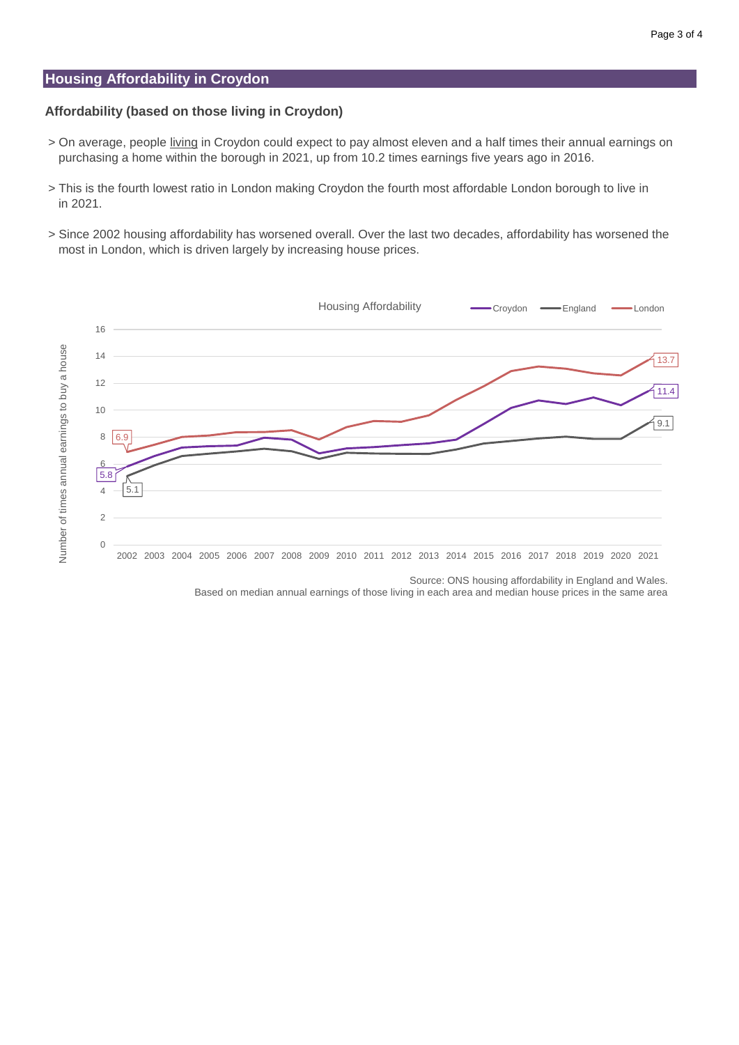## Housing Affordability in Croydon

### Affordability (based on those living in Croydon)

- On average, people living in Croydon could expect to pay almost eleven and a half times their annual earnings on purchasing a home within the borough in 2021, up from 10.2 times earnings five years ago in 2016.
- This is the fourth lowest ratio in London making Croydon the fourth most affordable London borough to live in in 2021.
- Since 2002 housing affordability has worsened overall. Over the last two decades, affordability has worsened the most in London, which is driven largely by increasing house prices.

Housing Affordability

Croydon
England
London

Number of times annual earnings to buy a house

16
14
12
10
8
6
4
2
0

2002 2003 2004 2005 2006 2007 2008 2009 2010 2011 2012 2013 2014 2015 2016 2017 2018 2019 2020 2021

6.9
5.8
5.1
13.7
11.4
9.1

Source: ONS housing affordability in England and Wales.
Based on median annual earnings of those living in each area and median house prices in the same area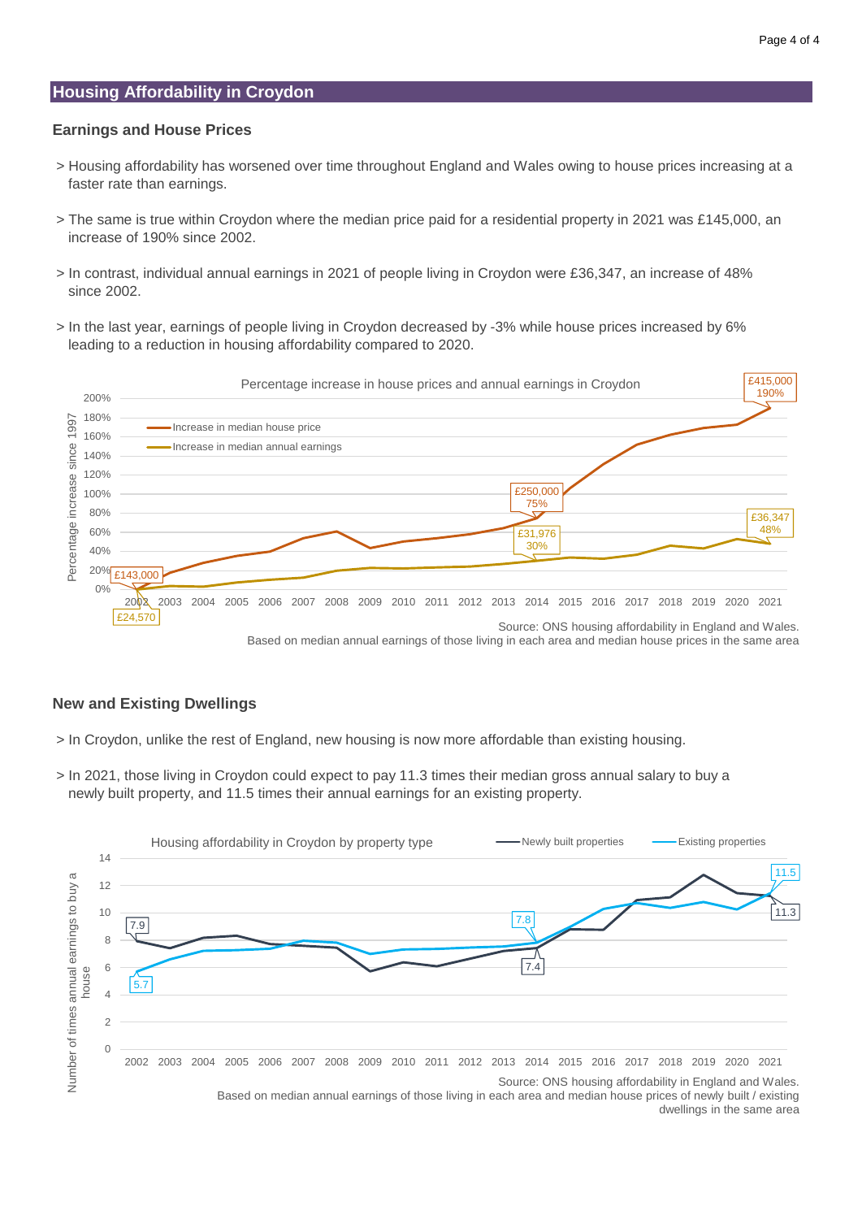## Housing Affordability in Croydon

### Earnings and House Prices

> Housing affordability has worsened over time throughout England and Wales owing to house prices increasing at a faster rate than earnings.

> The same is true within Croydon where the median price paid for a residential property in 2021 was £145,000, an increase of 190% since 2002.

> In contrast, individual annual earnings in 2021 of people living in Croydon were £36,347, an increase of 48% since 2002.

> In the last year, earnings of people living in Croydon decreased by -3% while house prices increased by 6% leading to a reduction in housing affordability compared to 2020.

Percentage increase in house prices and annual earnings in Croydon

Percentage increase since 1997

200%
180%
160%
140%
120%
100%
80%
60%
40%
20%
0%

Increase in median house price
Increase in median annual earnings

2002 2003 2004 2005 2006 2007 2008 2009 2010 2011 2012 2013 2014 2015 2016 2017 2018 2019 2020 2021

£143,000
£24,570
£250,000 75%
£31,976 30%
£415,000 190%
£36,347 48%

Source: ONS housing affordability in England and Wales.
Based on median annual earnings of those living in each area and median house prices in the same area

### New and Existing Dwellings

> In Croydon, unlike the rest of England, new housing is now more affordable than existing housing.

> In 2021, those living in Croydon could expect to pay 11.3 times their median gross annual salary to buy a newly built property, and 11.5 times their annual earnings for an existing property.

Housing affordability in Croydon by property type

Newly built properties
Existing properties

Number of times annual earnings to buy a house

14
12
10
8
6
4
2
0

2002 2003 2004 2005 2006 2007 2008 2009 2010 2011 2012 2013 2014 2015 2016 2017 2018 2019 2020 2021

7.9
5.7
7.8
7.4
11.5
11.3

Source: ONS housing affordability in England and Wales.
Based on median annual earnings of those living in each area and median house prices of newly built / existing dwellings in the same area